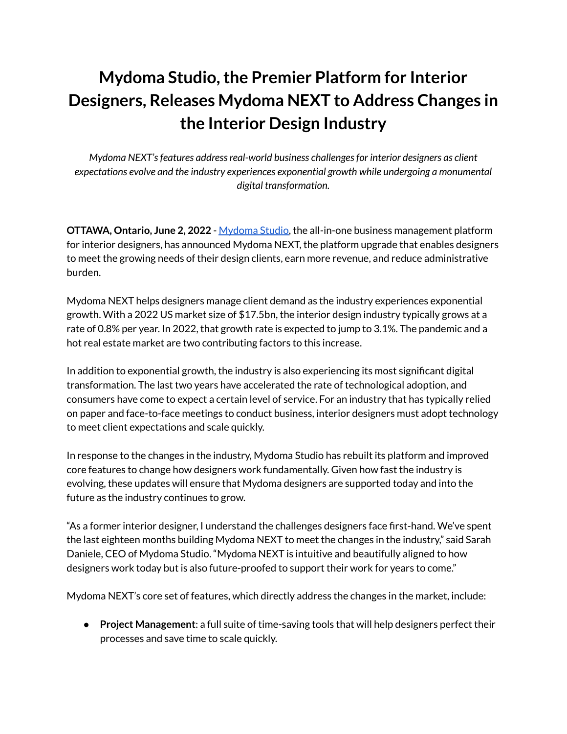# Mydoma Studio, the Premier Platform for Interior Designers, Releases Mydoma NEXT to Address Changes in the Interior Design Industry

*Mydoma NEXT's features address real-world business challenges for interior designers as client expectations evolve and the industry experiences exponential growth while undergoing a monumental digital transformation.*

**OTTAWA, Ontario, June 2, 2022** - [Mydoma Studio](), the all-in-one business management platform for interior designers, has announced Mydoma NEXT, the platform upgrade that enables designers to meet the growing needs of their design clients, earn more revenue, and reduce administrative burden.

Mydoma NEXT helps designers manage client demand as the industry experiences exponential growth. With a 2022 US market size of $17.5bn, the interior design industry typically grows at a rate of 0.8% per year. In 2022, that growth rate is expected to jump to 3.1%. The pandemic and a hot real estate market are two contributing factors to this increase.

In addition to exponential growth, the industry is also experiencing its most significant digital transformation. The last two years have accelerated the rate of technological adoption, and consumers have come to expect a certain level of service. For an industry that has typically relied on paper and face-to-face meetings to conduct business, interior designers must adopt technology to meet client expectations and scale quickly.

In response to the changes in the industry, Mydoma Studio has rebuilt its platform and improved core features to change how designers work fundamentally. Given how fast the industry is evolving, these updates will ensure that Mydoma designers are supported today and into the future as the industry continues to grow.

"As a former interior designer, I understand the challenges designers face first-hand. We've spent the last eighteen months building Mydoma NEXT to meet the changes in the industry," said Sarah Daniele, CEO of Mydoma Studio. "Mydoma NEXT is intuitive and beautifully aligned to how designers work today but is also future-proofed to support their work for years to come."

Mydoma NEXT's core set of features, which directly address the changes in the market, include:

- **Project Management**: a full suite of time-saving tools that will help designers perfect their processes and save time to scale quickly.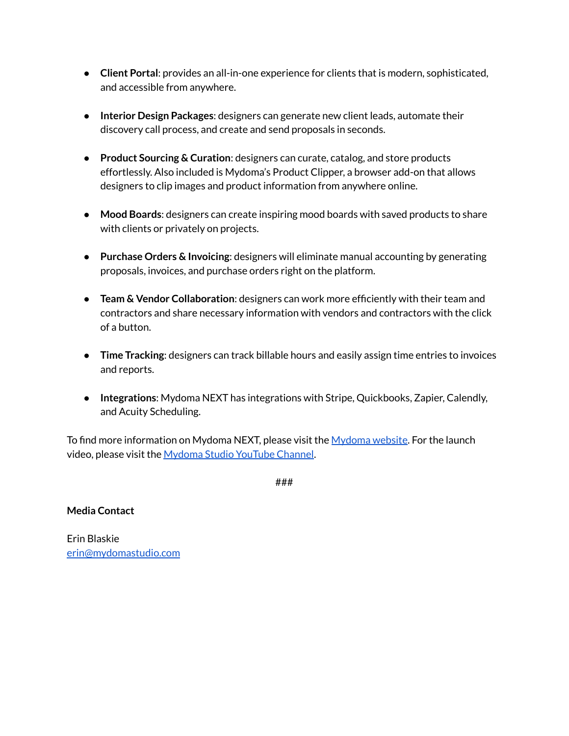- **Client Portal**: provides an all-in-one experience for clients that is modern, sophisticated, and accessible from anywhere.

- **Interior Design Packages**: designers can generate new client leads, automate their discovery call process, and create and send proposals in seconds.

- **Product Sourcing & Curation**: designers can curate, catalog, and store products effortlessly. Also included is Mydoma's Product Clipper, a browser add-on that allows designers to clip images and product information from anywhere online.

- **Mood Boards**: designers can create inspiring mood boards with saved products to share with clients or privately on projects.

- **Purchase Orders & Invoicing**: designers will eliminate manual accounting by generating proposals, invoices, and purchase orders right on the platform.

- **Team & Vendor Collaboration**: designers can work more efficiently with their team and contractors and share necessary information with vendors and contractors with the click of a button.

- **Time Tracking**: designers can track billable hours and easily assign time entries to invoices and reports.

- **Integrations**: Mydoma NEXT has integrations with Stripe, Quickbooks, Zapier, Calendly, and Acuity Scheduling.

To find more information on Mydoma NEXT, please visit the Mydoma website. For the launch video, please visit the Mydoma Studio YouTube Channel.

###

**Media Contact**

Erin Blaskie
erin@mydomastudio.com